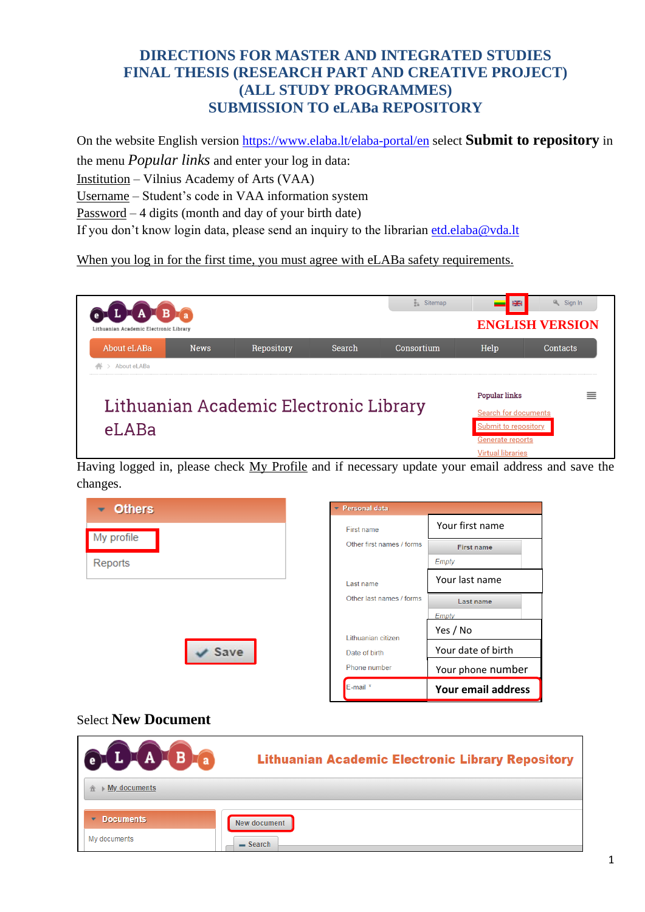# DIRECTIONS FOR MASTER AND INTEGRATED STUDIES FINAL THESIS (RESEARCH PART AND CREATIVE PROJECT) (ALL STUDY PROGRAMMES) SUBMISSION TO eLABa REPOSITORY

On the website English version https://www.elaba.lt/elaba-portal/en select **Submit to repository** in the menu *Popular links* and enter your log in data:

Institution – Vilnius Academy of Arts (VAA)
Username – Student's code in VAA information system
Password – 4 digits (month and day of your birth date)
If you don't know login data, please send an inquiry to the librarian etd.elaba@vda.lt

When you log in for the first time, you must agree with eLABa safety requirements.

Having logged in, please check My Profile and if necessary update your email address and save the changes.

Select **New Document**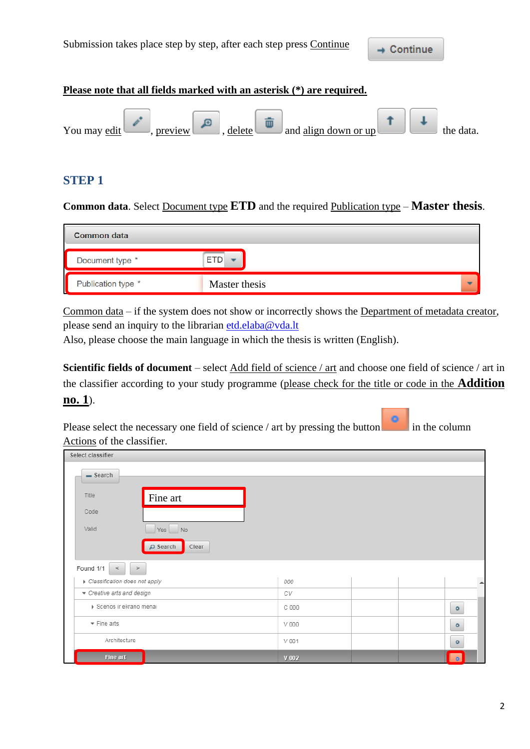Submission takes place step by step, after each step press Continue

**Please note that all fields marked with an asterisk (*) are required.**

You may edit, preview, delete and align down or up the data.

## STEP 1

**Common data**. Select Document type **ETD** and the required Publication type – **Master thesis**.

Common data

Document type * ETD

Publication type * Master thesis

Common data – if the system does not show or incorrectly shows the Department of metadata creator, please send an inquiry to the librarian etd.elaba@vda.lt
Also, please choose the main language in which the thesis is written (English).

**Scientific fields of document** – select Add field of science / art and choose one field of science / art in the classifier according to your study programme (please check for the title or code in the **Addition no. 1**).

Please select the necessary one field of science / art by pressing the button in the column Actions of the classifier.

Select classifier

Search

Title: Fine art

Code

Valid: Yes No

Search Clear

Found 1/1

| | | | | |
|---|---|---|---|---|
| Classification does not apply | 000 | | | |
| Creative arts and design | CV | | | |
| Scenos ir ekrano menai | C 000 | | | |
| Fine arts | V 000 | | | |
| Architecture | V 001 | | | |
| Fine art | V 002 | | | |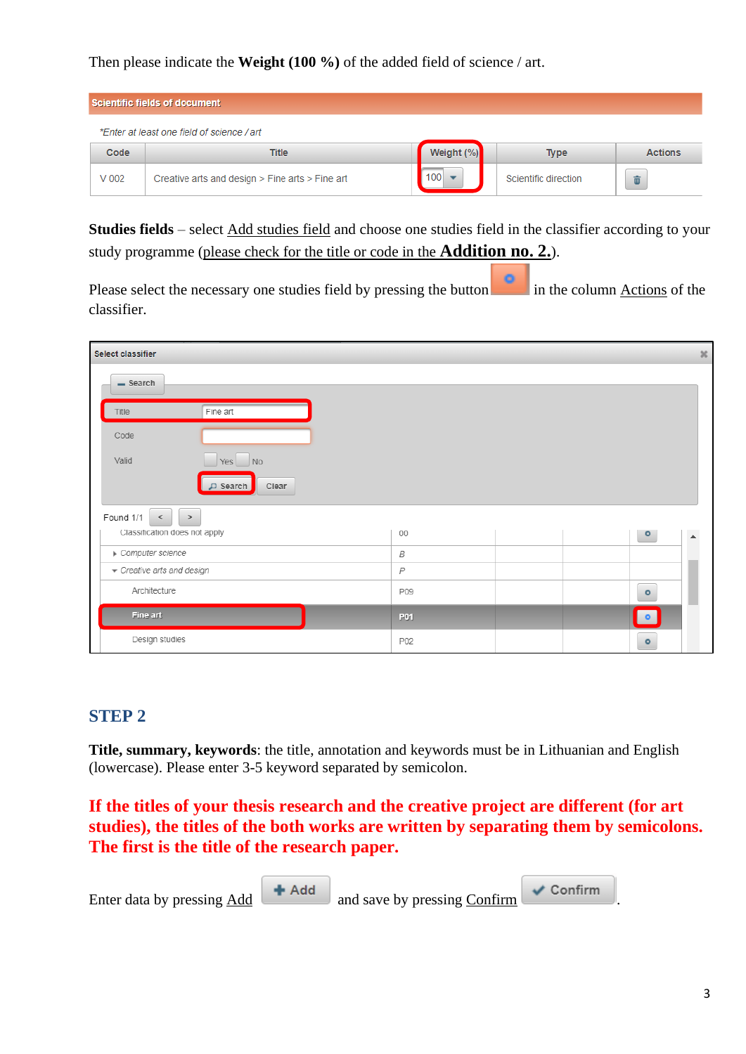Then please indicate the **Weight (100 %)** of the added field of science / art.

**Scientific fields of document**

*Enter at least one field of science / art*

| Code | Title | Weight (%) | Type | Actions |
|---|---|---|---|---|
| V 002 | Creative arts and design > Fine arts > Fine art | 100 | Scientific direction | |

**Studies fields** – select Add studies field and choose one studies field in the classifier according to your study programme (please check for the title or code in the **Addition no. 2.**).

Please select the necessary one studies field by pressing the button in the column Actions of the classifier.

**Select classifier**

Search

Title: Fine art

Code:

Valid: Yes No

Search | Clear

Found 1/1

| | | |
|---|---|---|
| Classification does not apply | 00 | |
| Computer science | B | |
| Creative arts and design | P | |
| Architecture | P09 | |
| Fine art | P01 | |
| Design studies | P02 | |

## STEP 2

**Title, summary, keywords**: the title, annotation and keywords must be in Lithuanian and English (lowercase). Please enter 3-5 keyword separated by semicolon.

**If the titles of your thesis research and the creative project are different (for art studies), the titles of the both works are written by separating them by semicolons. The first is the title of the research paper.**

Enter data by pressing Add **+ Add** and save by pressing Confirm **✔ Confirm**.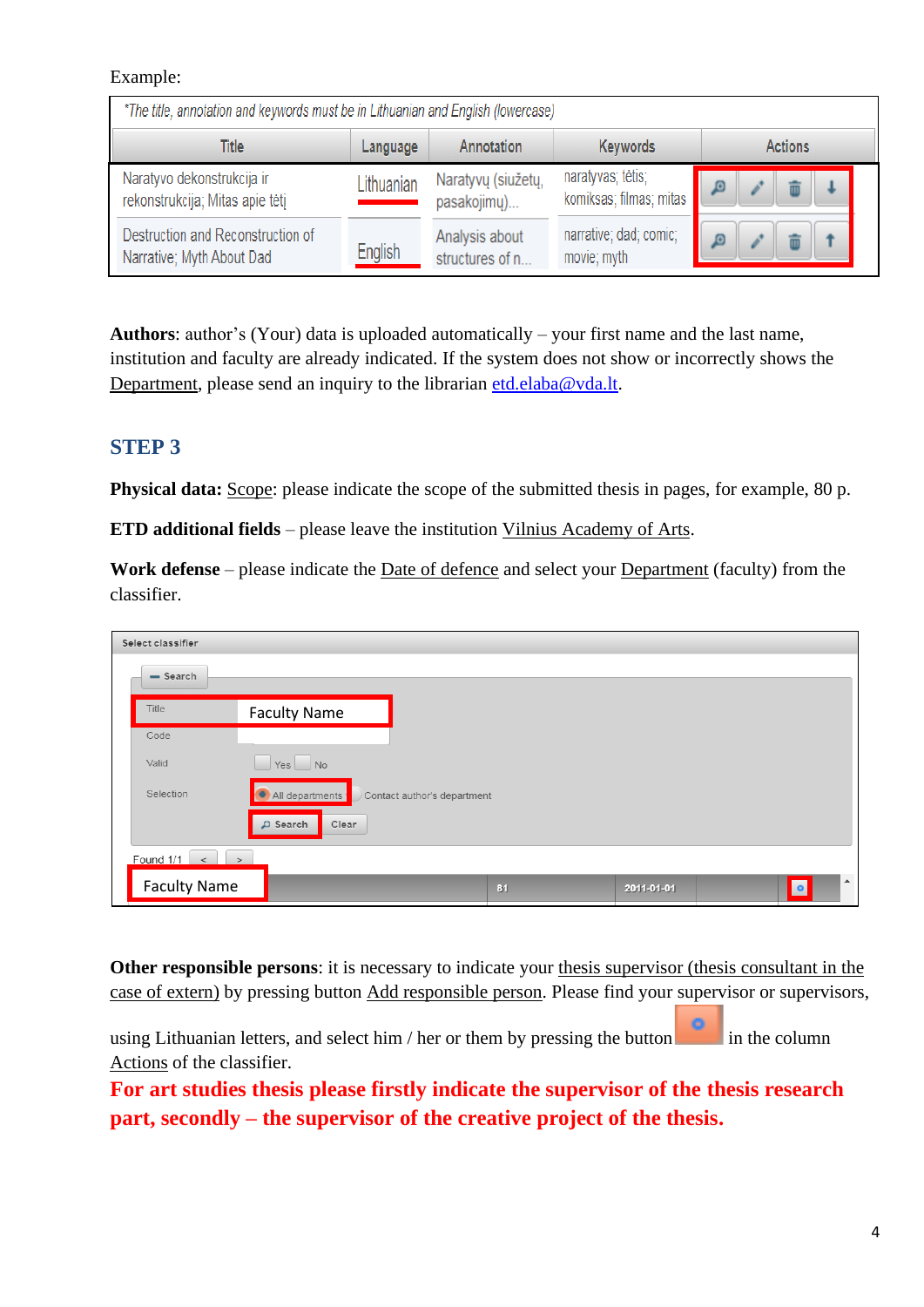Example:

| *The title, annotation and keywords must be in Lithuanian and English (lowercase)* | | | | |
|---|---|---|---|---|
| Title | Language | Annotation | Keywords | Actions |
| Naratyvo dekonstrukcija ir rekonstrukcija; Mitas apie tėtį | Lithuanian | Naratyvų (siužetų, pasakojimų)... | naratyvas; tėtis; komiksas; filmas; mitas | |
| Destruction and Reconstruction of Narrative; Myth About Dad | English | Analysis about structures of n... | narrative; dad; comic; movie; myth | |

**Authors**: author's (Your) data is uploaded automatically – your first name and the last name, institution and faculty are already indicated. If the system does not show or incorrectly shows the Department, please send an inquiry to the librarian etd.elaba@vda.lt.

## STEP 3

**Physical data:** Scope: please indicate the scope of the submitted thesis in pages, for example, 80 p.

**ETD additional fields** – please leave the institution Vilnius Academy of Arts.

**Work defense** – please indicate the Date of defence and select your Department (faculty) from the classifier.

Select classifier

Search

Title: Faculty Name

Code

Valid: Yes No

Selection: All departments / Contact author's department

Search Clear

Found 1/1

| Faculty Name | 81 | 2011-01-01 | |
|---|---|---|---|

**Other responsible persons**: it is necessary to indicate your thesis supervisor (thesis consultant in the case of extern) by pressing button Add responsible person. Please find your supervisor or supervisors, using Lithuanian letters, and select him / her or them by pressing the button in the column Actions of the classifier.

**For art studies thesis please firstly indicate the supervisor of the thesis research part, secondly – the supervisor of the creative project of the thesis.**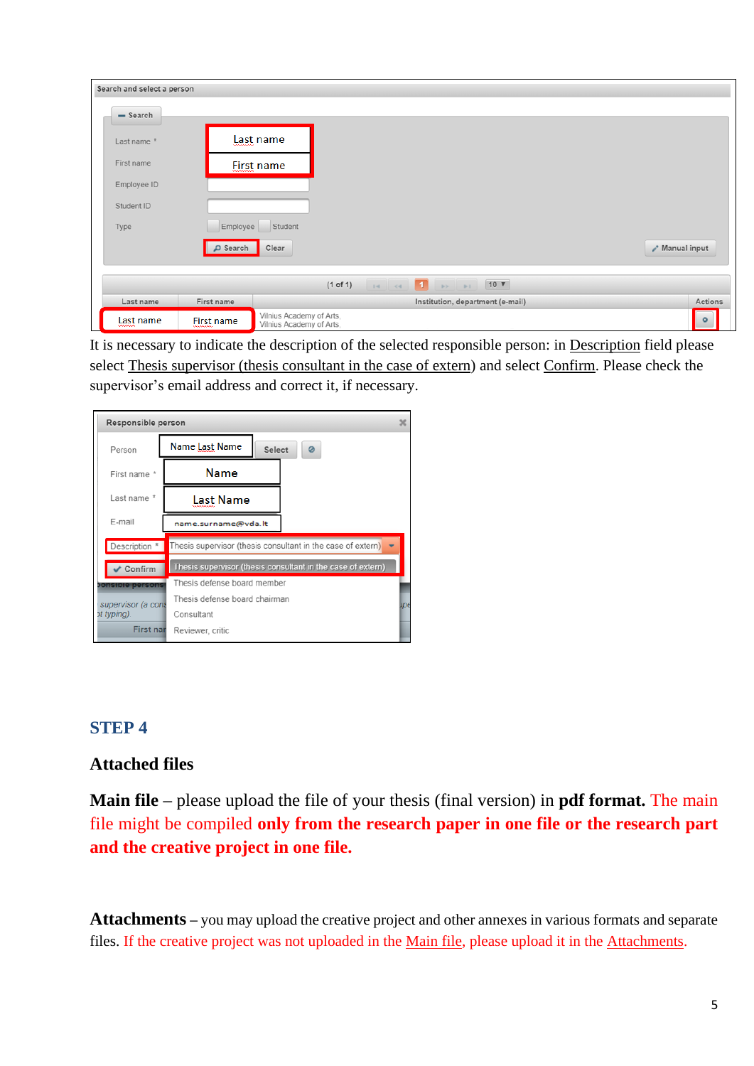It is necessary to indicate the description of the selected responsible person: in Description field please select Thesis supervisor (thesis consultant in the case of extern) and select Confirm. Please check the supervisor's email address and correct it, if necessary.

## STEP 4

### Attached files

**Main file** – please upload the file of your thesis (final version) in **pdf format.** The main file might be compiled **only from the research paper in one file or the research part and the creative project in one file.**

**Attachments** – you may upload the creative project and other annexes in various formats and separate files. If the creative project was not uploaded in the Main file, please upload it in the Attachments.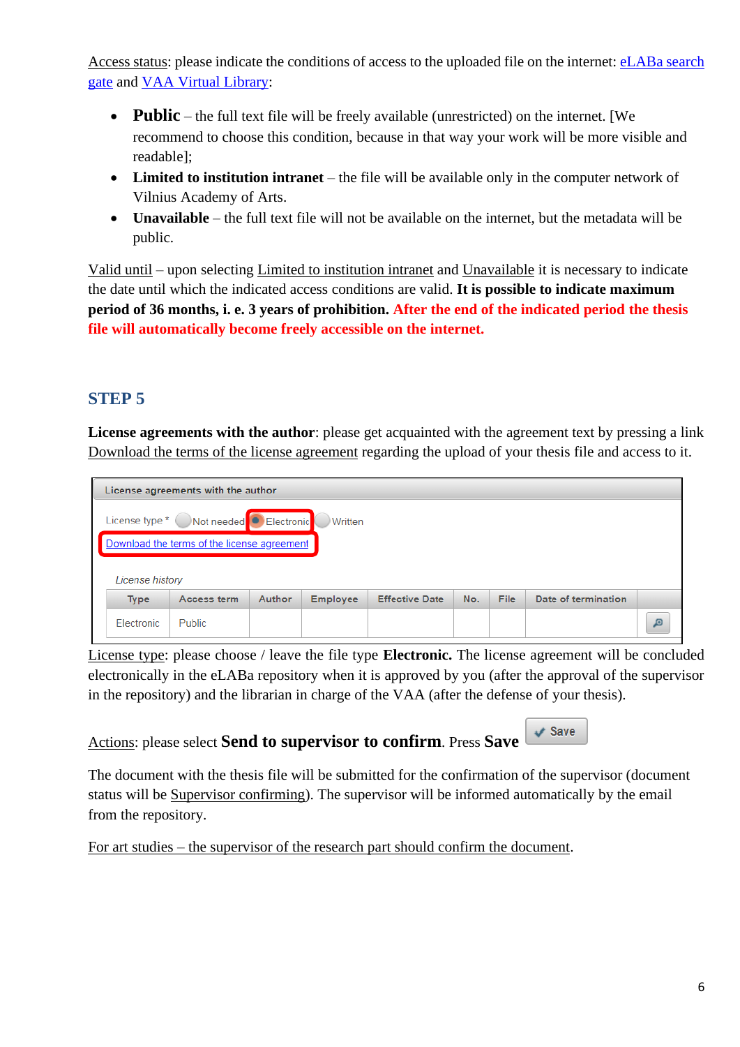Access status: please indicate the conditions of access to the uploaded file on the internet: eLABa search gate and VAA Virtual Library:

- **Public** – the full text file will be freely available (unrestricted) on the internet. [We recommend to choose this condition, because in that way your work will be more visible and readable];
- **Limited to institution intranet** – the file will be available only in the computer network of Vilnius Academy of Arts.
- **Unavailable** – the full text file will not be available on the internet, but the metadata will be public.

Valid until – upon selecting Limited to institution intranet and Unavailable it is necessary to indicate the date until which the indicated access conditions are valid. **It is possible to indicate maximum period of 36 months, i. e. 3 years of prohibition. After the end of the indicated period the thesis file will automatically become freely accessible on the internet.**

## STEP 5

**License agreements with the author**: please get acquainted with the agreement text by pressing a link Download the terms of the license agreement regarding the upload of your thesis file and access to it.

License agreements with the author

License type * Not needed Electronic Written

Download the terms of the license agreement

*License history*

| Type | Access term | Author | Employee | Effective Date | No. | File | Date of termination | |
|---|---|---|---|---|---|---|---|---|
| Electronic | Public | | | | | | | |

License type: please choose / leave the file type **Electronic.** The license agreement will be concluded electronically in the eLABa repository when it is approved by you (after the approval of the supervisor in the repository) and the librarian in charge of the VAA (after the defense of your thesis).

Actions: please select **Send to supervisor to confirm**. Press **Save** Save

The document with the thesis file will be submitted for the confirmation of the supervisor (document status will be Supervisor confirming). The supervisor will be informed automatically by the email from the repository.

For art studies – the supervisor of the research part should confirm the document.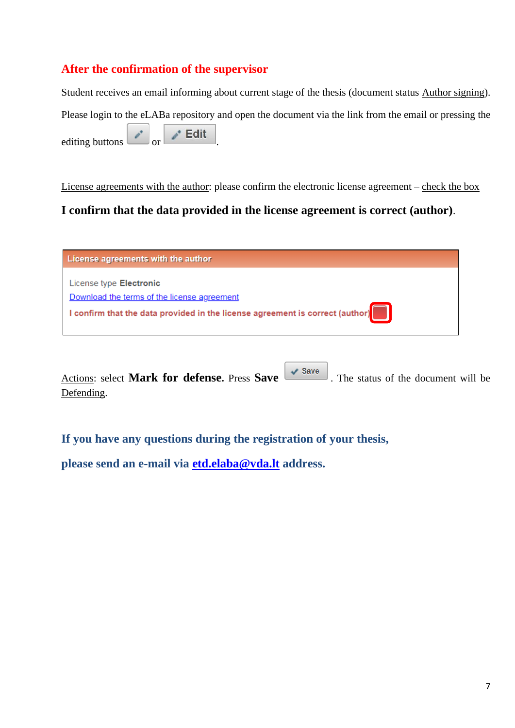## After the confirmation of the supervisor

Student receives an email informing about current stage of the thesis (document status Author signing).

Please login to the eLABa repository and open the document via the link from the email or pressing the editing buttons or Edit.

License agreements with the author: please confirm the electronic license agreement – check the box

**I confirm that the data provided in the license agreement is correct (author)**.

License agreements with the author

License type **Electronic**

Download the terms of the license agreement

I confirm that the data provided in the license agreement is correct (author)

Actions: select **Mark for defense.** Press **Save** Save . The status of the document will be Defending.

**If you have any questions during the registration of your thesis,**

**please send an e-mail via etd.elaba@vda.lt address.**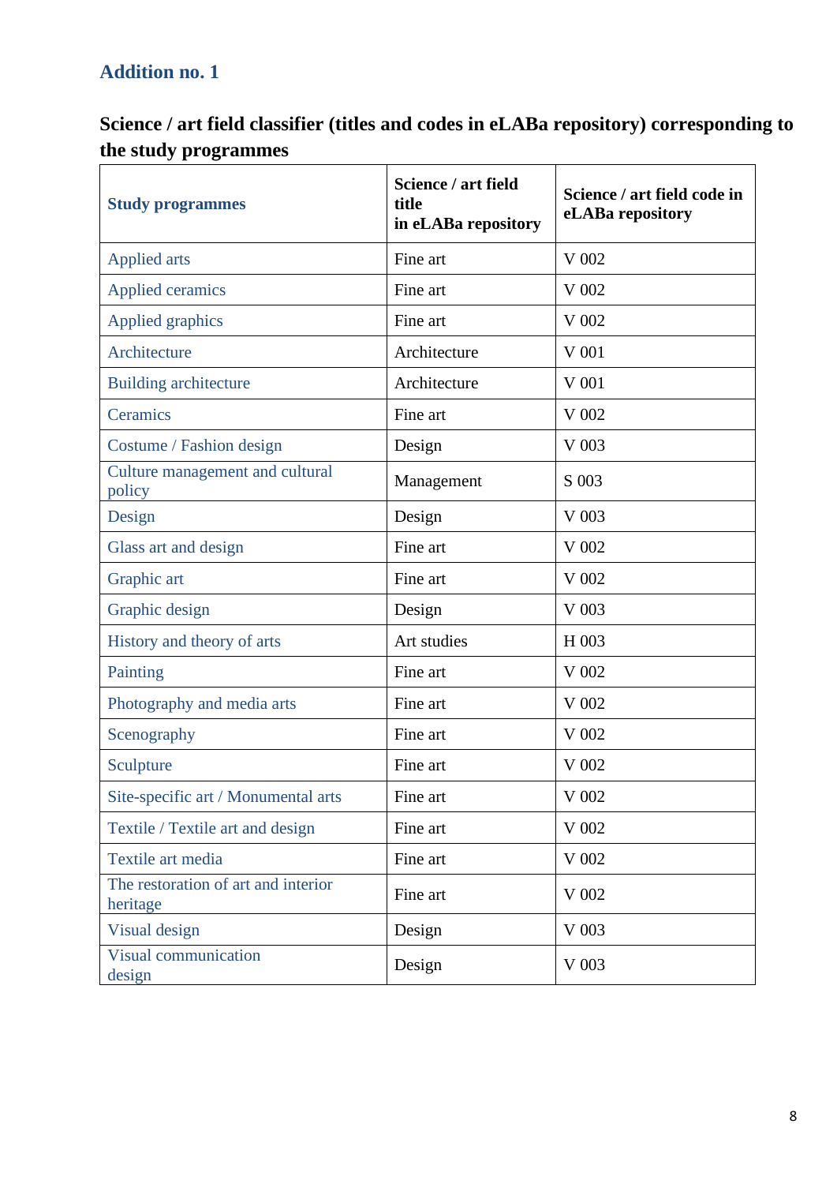## Addition no. 1

### Science / art field classifier (titles and codes in eLABa repository) corresponding to the study programmes

| Study programmes | Science / art field title in eLABa repository | Science / art field code in eLABa repository |
|---|---|---|
| Applied arts | Fine art | V 002 |
| Applied ceramics | Fine art | V 002 |
| Applied graphics | Fine art | V 002 |
| Architecture | Architecture | V 001 |
| Building architecture | Architecture | V 001 |
| Ceramics | Fine art | V 002 |
| Costume / Fashion design | Design | V 003 |
| Culture management and cultural policy | Management | S 003 |
| Design | Design | V 003 |
| Glass art and design | Fine art | V 002 |
| Graphic art | Fine art | V 002 |
| Graphic design | Design | V 003 |
| History and theory of arts | Art studies | H 003 |
| Painting | Fine art | V 002 |
| Photography and media arts | Fine art | V 002 |
| Scenography | Fine art | V 002 |
| Sculpture | Fine art | V 002 |
| Site-specific art / Monumental arts | Fine art | V 002 |
| Textile / Textile art and design | Fine art | V 002 |
| Textile art media | Fine art | V 002 |
| The restoration of art and interior heritage | Fine art | V 002 |
| Visual design | Design | V 003 |
| Visual communication design | Design | V 003 |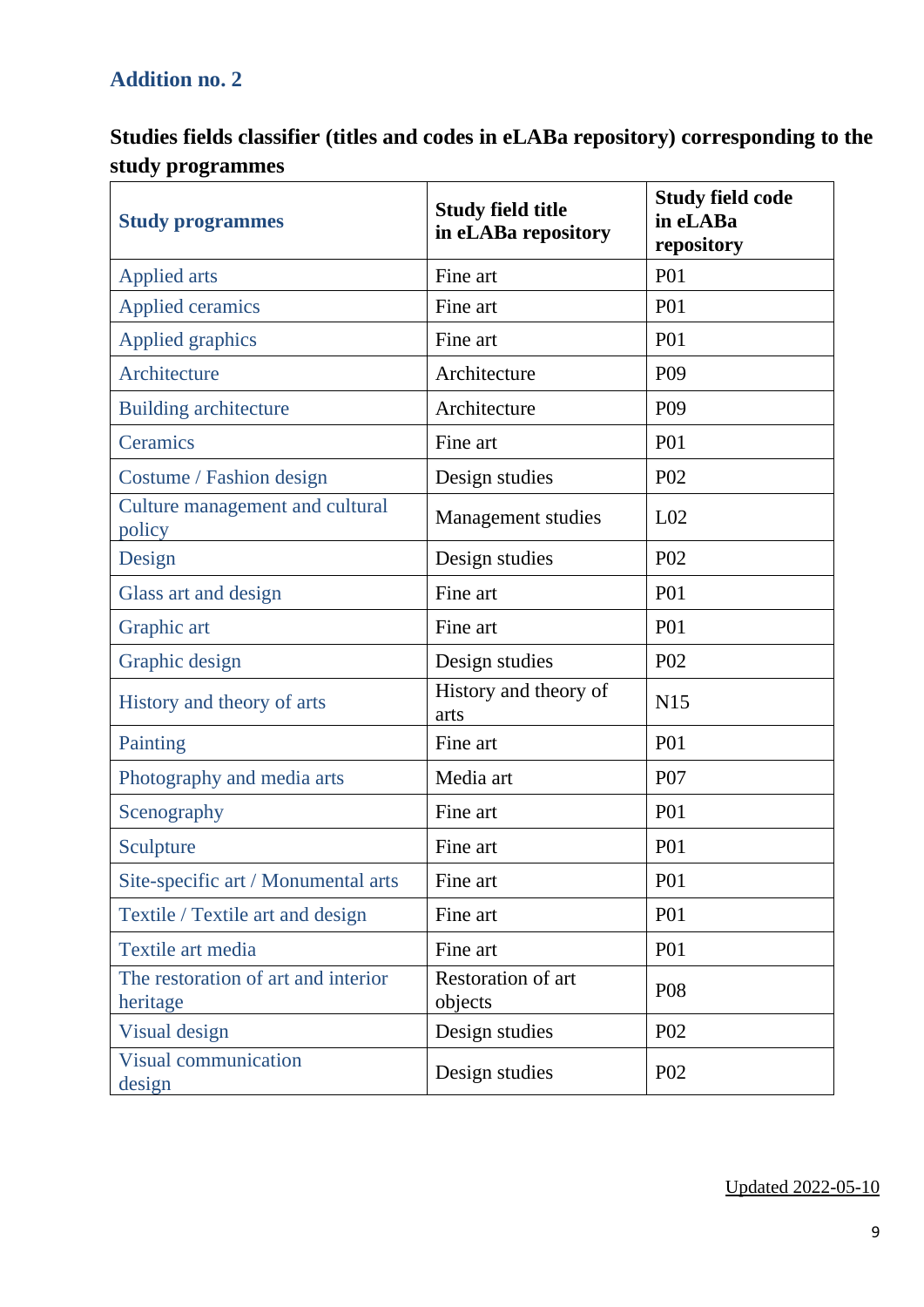## Addition no. 2

**Studies fields classifier (titles and codes in eLABa repository) corresponding to the study programmes**

| **Study programmes** | **Study field title in eLABa repository** | **Study field code in eLABa repository** |
|---|---|---|
| Applied arts | Fine art | P01 |
| Applied ceramics | Fine art | P01 |
| Applied graphics | Fine art | P01 |
| Architecture | Architecture | P09 |
| Building architecture | Architecture | P09 |
| Ceramics | Fine art | P01 |
| Costume / Fashion design | Design studies | P02 |
| Culture management and cultural policy | Management studies | L02 |
| Design | Design studies | P02 |
| Glass art and design | Fine art | P01 |
| Graphic art | Fine art | P01 |
| Graphic design | Design studies | P02 |
| History and theory of arts | History and theory of arts | N15 |
| Painting | Fine art | P01 |
| Photography and media arts | Media art | P07 |
| Scenography | Fine art | P01 |
| Sculpture | Fine art | P01 |
| Site-specific art / Monumental arts | Fine art | P01 |
| Textile / Textile art and design | Fine art | P01 |
| Textile art media | Fine art | P01 |
| The restoration of art and interior heritage | Restoration of art objects | P08 |
| Visual design | Design studies | P02 |
| Visual communication design | Design studies | P02 |

Updated 2022-05-10